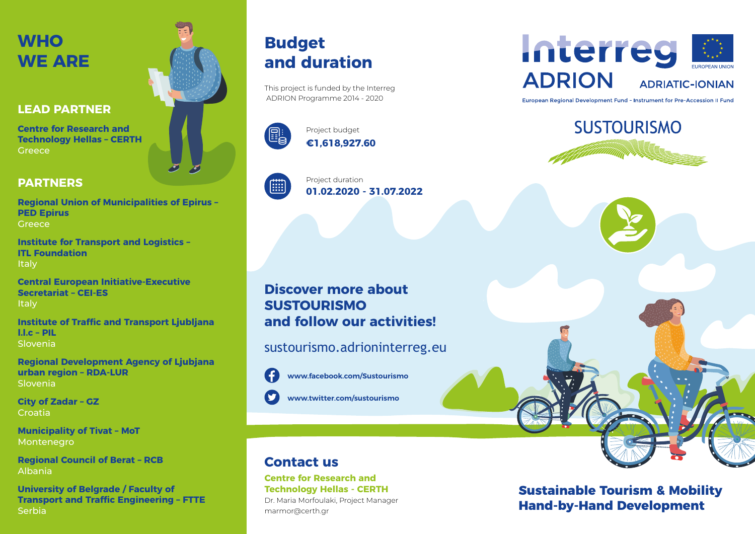# WHO WE ARE

## LEAD PARTNER

**Centre for Research and Technology Hellas – CERTH**
Greece

## PARTNERS

**Regional Union of Municipalities of Epirus – PED Epirus**
Greece

**Institute for Transport and Logistics – ITL Foundation**
Italy

**Central European Initiative-Executive Secretariat – CEI-ES**
Italy

**Institute of Traffic and Transport Ljubljana l.l.c – PIL**
Slovenia

**Regional Development Agency of Ljubljana urban region – RDA-LUR**
Slovenia

**City of Zadar – GZ**
Croatia

**Municipality of Tivat – MoT**
Montenegro

**Regional Council of Berat – RCB**
Albania

**University of Belgrade / Faculty of Transport and Traffic Engineering – FTTE**
Serbia

# Budget and duration

This project is funded by the Interreg ADRION Programme 2014 - 2020

Project budget
**€1,618,927.60**

Project duration
**01.02.2020 - 31.07.2022**

## Discover more about SUSTOURISMO and follow our activities!

sustourismo.adrioninterreg.eu

**www.facebook.com/Sustourismo**

**www.twitter.com/sustourismo**

## Contact us

**Centre for Research and Technology Hellas - CERTH**
Dr. Maria Morfoulaki, Project Manager
marmor@certh.gr

Interreg ADRION ADRIATIC-IONIAN
EUROPEAN UNION
European Regional Development Fund - Instrument for Pre-Accession II Fund

SUSTOURISMO

**Sustainable Tourism & Mobility Hand-by-Hand Development**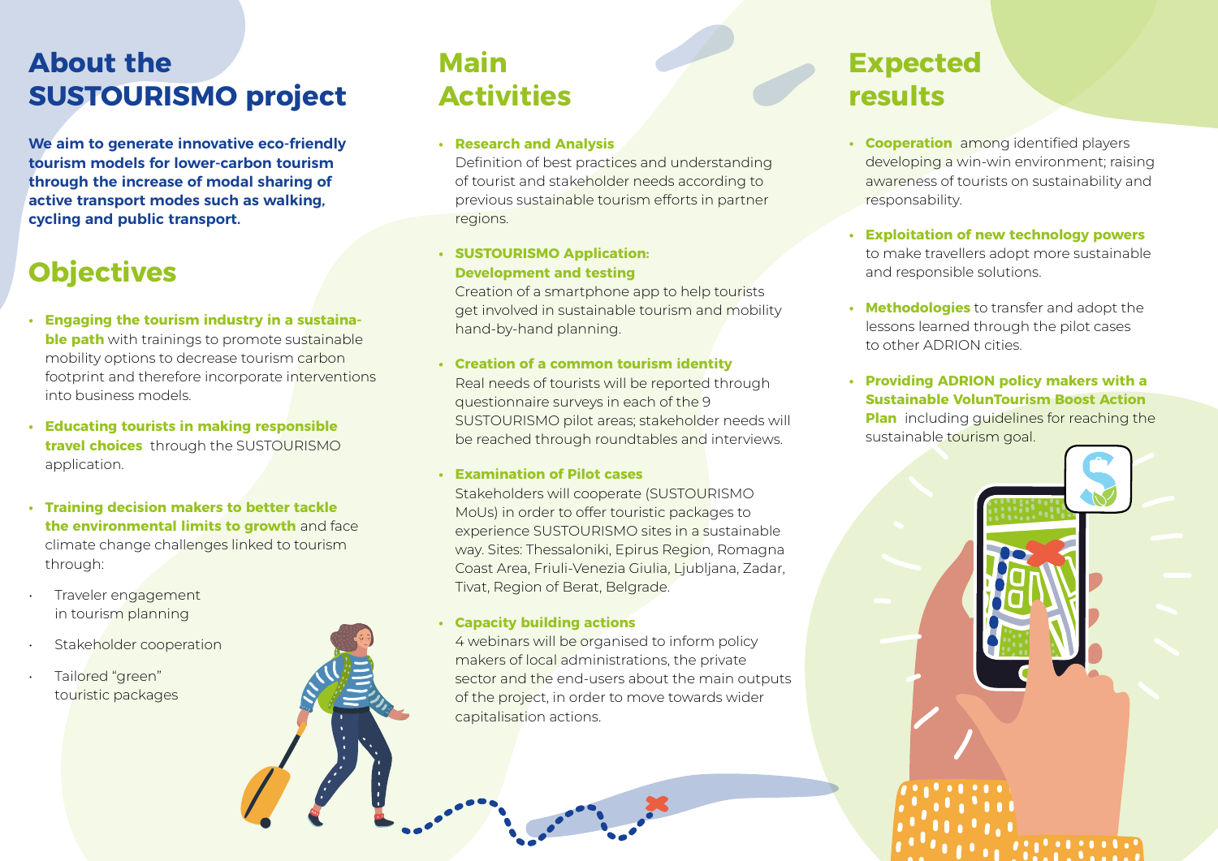## About the SUSTOURISMO project

**We aim to generate innovative eco-friendly tourism models for lower-carbon tourism through the increase of modal sharing of active transport modes such as walking, cycling and public transport.**

## Objectives

- **Engaging the tourism industry in a sustainable path** with trainings to promote sustainable mobility options to decrease tourism carbon footprint and therefore incorporate interventions into business models.
- **Educating tourists in making responsible travel choices** through the SUSTOURISMO application.
- **Training decision makers to better tackle the environmental limits to growth** and face climate change challenges linked to tourism through:
  - Traveler engagement in tourism planning
  - Stakeholder cooperation
  - Tailored "green" touristic packages

## Main Activities

- **Research and Analysis**
  Definition of best practices and understanding of tourist and stakeholder needs according to previous sustainable tourism efforts in partner regions.
- **SUSTOURISMO Application: Development and testing**
  Creation of a smartphone app to help tourists get involved in sustainable tourism and mobility hand-by-hand planning.
- **Creation of a common tourism identity**
  Real needs of tourists will be reported through questionnaire surveys in each of the 9 SUSTOURISMO pilot areas; stakeholder needs will be reached through roundtables and interviews.
- **Examination of Pilot cases**
  Stakeholders will cooperate (SUSTOURISMO MoUs) in order to offer touristic packages to experience SUSTOURISMO sites in a sustainable way. Sites: Thessaloniki, Epirus Region, Romagna Coast Area, Friuli-Venezia Giulia, Ljubljana, Zadar, Tivat, Region of Berat, Belgrade.
- **Capacity building actions**
  4 webinars will be organised to inform policy makers of local administrations, the private sector and the end-users about the main outputs of the project, in order to move towards wider capitalisation actions.

## Expected results

- **Cooperation** among identified players developing a win-win environment; raising awareness of tourists on sustainability and responsability.
- **Exploitation of new technology powers** to make travellers adopt more sustainable and responsible solutions.
- **Methodologies** to transfer and adopt the lessons learned through the pilot cases to other ADRION cities.
- **Providing ADRION policy makers with a Sustainable VolunTourism Boost Action Plan** including guidelines for reaching the sustainable tourism goal.